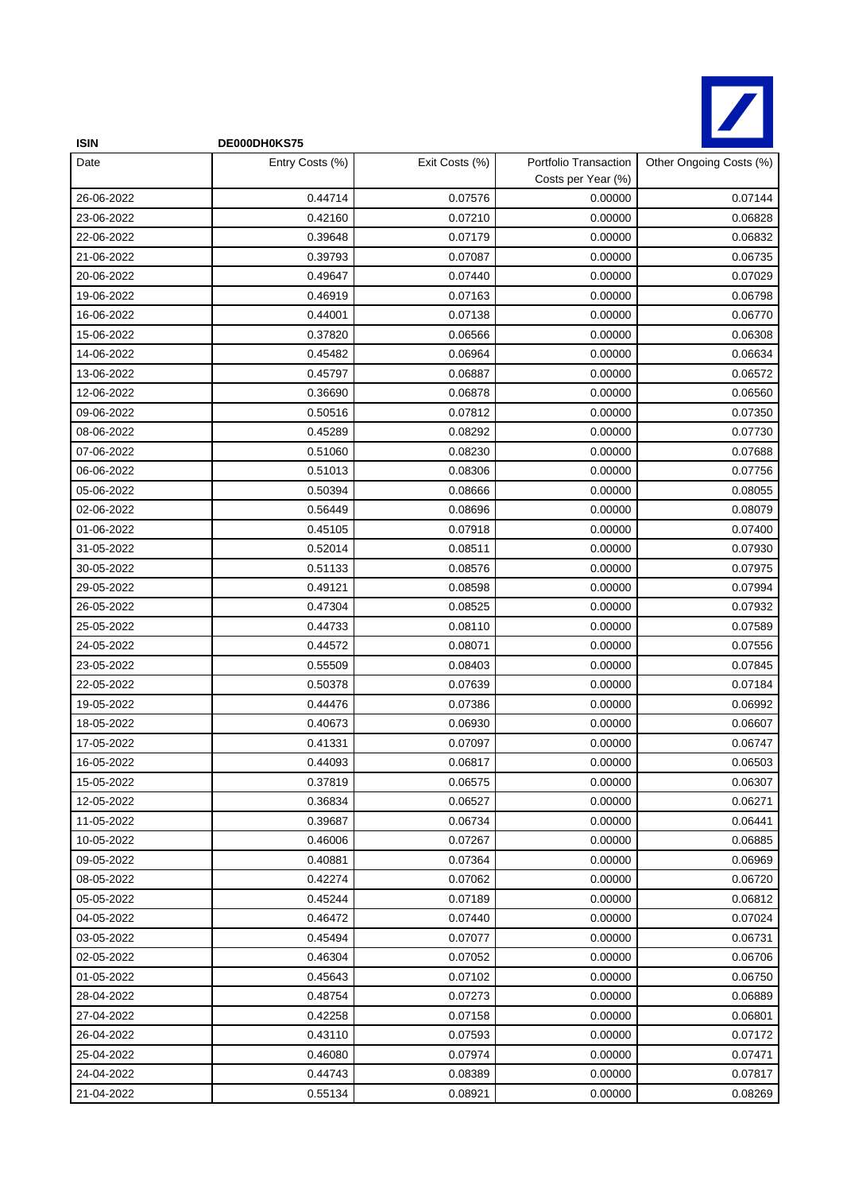| ISIN | DE000DH0KS75 | | | |
|---|---|---|---|---|
| Date | Entry Costs (%) | Exit Costs (%) | Portfolio Transaction Costs per Year (%) | Other Ongoing Costs (%) |
| 26-06-2022 | 0.44714 | 0.07576 | 0.00000 | 0.07144 |
| 23-06-2022 | 0.42160 | 0.07210 | 0.00000 | 0.06828 |
| 22-06-2022 | 0.39648 | 0.07179 | 0.00000 | 0.06832 |
| 21-06-2022 | 0.39793 | 0.07087 | 0.00000 | 0.06735 |
| 20-06-2022 | 0.49647 | 0.07440 | 0.00000 | 0.07029 |
| 19-06-2022 | 0.46919 | 0.07163 | 0.00000 | 0.06798 |
| 16-06-2022 | 0.44001 | 0.07138 | 0.00000 | 0.06770 |
| 15-06-2022 | 0.37820 | 0.06566 | 0.00000 | 0.06308 |
| 14-06-2022 | 0.45482 | 0.06964 | 0.00000 | 0.06634 |
| 13-06-2022 | 0.45797 | 0.06887 | 0.00000 | 0.06572 |
| 12-06-2022 | 0.36690 | 0.06878 | 0.00000 | 0.06560 |
| 09-06-2022 | 0.50516 | 0.07812 | 0.00000 | 0.07350 |
| 08-06-2022 | 0.45289 | 0.08292 | 0.00000 | 0.07730 |
| 07-06-2022 | 0.51060 | 0.08230 | 0.00000 | 0.07688 |
| 06-06-2022 | 0.51013 | 0.08306 | 0.00000 | 0.07756 |
| 05-06-2022 | 0.50394 | 0.08666 | 0.00000 | 0.08055 |
| 02-06-2022 | 0.56449 | 0.08696 | 0.00000 | 0.08079 |
| 01-06-2022 | 0.45105 | 0.07918 | 0.00000 | 0.07400 |
| 31-05-2022 | 0.52014 | 0.08511 | 0.00000 | 0.07930 |
| 30-05-2022 | 0.51133 | 0.08576 | 0.00000 | 0.07975 |
| 29-05-2022 | 0.49121 | 0.08598 | 0.00000 | 0.07994 |
| 26-05-2022 | 0.47304 | 0.08525 | 0.00000 | 0.07932 |
| 25-05-2022 | 0.44733 | 0.08110 | 0.00000 | 0.07589 |
| 24-05-2022 | 0.44572 | 0.08071 | 0.00000 | 0.07556 |
| 23-05-2022 | 0.55509 | 0.08403 | 0.00000 | 0.07845 |
| 22-05-2022 | 0.50378 | 0.07639 | 0.00000 | 0.07184 |
| 19-05-2022 | 0.44476 | 0.07386 | 0.00000 | 0.06992 |
| 18-05-2022 | 0.40673 | 0.06930 | 0.00000 | 0.06607 |
| 17-05-2022 | 0.41331 | 0.07097 | 0.00000 | 0.06747 |
| 16-05-2022 | 0.44093 | 0.06817 | 0.00000 | 0.06503 |
| 15-05-2022 | 0.37819 | 0.06575 | 0.00000 | 0.06307 |
| 12-05-2022 | 0.36834 | 0.06527 | 0.00000 | 0.06271 |
| 11-05-2022 | 0.39687 | 0.06734 | 0.00000 | 0.06441 |
| 10-05-2022 | 0.46006 | 0.07267 | 0.00000 | 0.06885 |
| 09-05-2022 | 0.40881 | 0.07364 | 0.00000 | 0.06969 |
| 08-05-2022 | 0.42274 | 0.07062 | 0.00000 | 0.06720 |
| 05-05-2022 | 0.45244 | 0.07189 | 0.00000 | 0.06812 |
| 04-05-2022 | 0.46472 | 0.07440 | 0.00000 | 0.07024 |
| 03-05-2022 | 0.45494 | 0.07077 | 0.00000 | 0.06731 |
| 02-05-2022 | 0.46304 | 0.07052 | 0.00000 | 0.06706 |
| 01-05-2022 | 0.45643 | 0.07102 | 0.00000 | 0.06750 |
| 28-04-2022 | 0.48754 | 0.07273 | 0.00000 | 0.06889 |
| 27-04-2022 | 0.42258 | 0.07158 | 0.00000 | 0.06801 |
| 26-04-2022 | 0.43110 | 0.07593 | 0.00000 | 0.07172 |
| 25-04-2022 | 0.46080 | 0.07974 | 0.00000 | 0.07471 |
| 24-04-2022 | 0.44743 | 0.08389 | 0.00000 | 0.07817 |
| 21-04-2022 | 0.55134 | 0.08921 | 0.00000 | 0.08269 |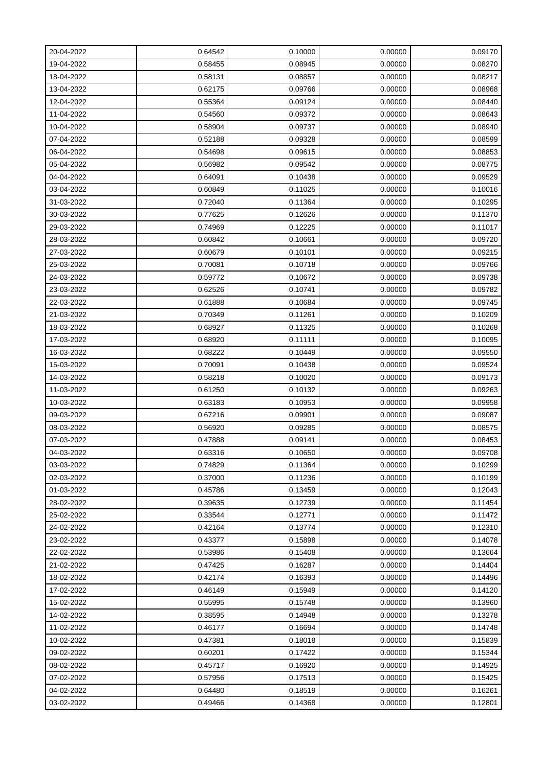| 20-04-2022 | 0.64542 | 0.10000 | 0.00000 | 0.09170 |
|---|---|---|---|---|
| 19-04-2022 | 0.58455 | 0.08945 | 0.00000 | 0.08270 |
| 18-04-2022 | 0.58131 | 0.08857 | 0.00000 | 0.08217 |
| 13-04-2022 | 0.62175 | 0.09766 | 0.00000 | 0.08968 |
| 12-04-2022 | 0.55364 | 0.09124 | 0.00000 | 0.08440 |
| 11-04-2022 | 0.54560 | 0.09372 | 0.00000 | 0.08643 |
| 10-04-2022 | 0.58904 | 0.09737 | 0.00000 | 0.08940 |
| 07-04-2022 | 0.52188 | 0.09328 | 0.00000 | 0.08599 |
| 06-04-2022 | 0.54698 | 0.09615 | 0.00000 | 0.08853 |
| 05-04-2022 | 0.56982 | 0.09542 | 0.00000 | 0.08775 |
| 04-04-2022 | 0.64091 | 0.10438 | 0.00000 | 0.09529 |
| 03-04-2022 | 0.60849 | 0.11025 | 0.00000 | 0.10016 |
| 31-03-2022 | 0.72040 | 0.11364 | 0.00000 | 0.10295 |
| 30-03-2022 | 0.77625 | 0.12626 | 0.00000 | 0.11370 |
| 29-03-2022 | 0.74969 | 0.12225 | 0.00000 | 0.11017 |
| 28-03-2022 | 0.60842 | 0.10661 | 0.00000 | 0.09720 |
| 27-03-2022 | 0.60679 | 0.10101 | 0.00000 | 0.09215 |
| 25-03-2022 | 0.70081 | 0.10718 | 0.00000 | 0.09766 |
| 24-03-2022 | 0.59772 | 0.10672 | 0.00000 | 0.09738 |
| 23-03-2022 | 0.62526 | 0.10741 | 0.00000 | 0.09782 |
| 22-03-2022 | 0.61888 | 0.10684 | 0.00000 | 0.09745 |
| 21-03-2022 | 0.70349 | 0.11261 | 0.00000 | 0.10209 |
| 18-03-2022 | 0.68927 | 0.11325 | 0.00000 | 0.10268 |
| 17-03-2022 | 0.68920 | 0.11111 | 0.00000 | 0.10095 |
| 16-03-2022 | 0.68222 | 0.10449 | 0.00000 | 0.09550 |
| 15-03-2022 | 0.70091 | 0.10438 | 0.00000 | 0.09524 |
| 14-03-2022 | 0.58218 | 0.10020 | 0.00000 | 0.09173 |
| 11-03-2022 | 0.61250 | 0.10132 | 0.00000 | 0.09263 |
| 10-03-2022 | 0.63183 | 0.10953 | 0.00000 | 0.09958 |
| 09-03-2022 | 0.67216 | 0.09901 | 0.00000 | 0.09087 |
| 08-03-2022 | 0.56920 | 0.09285 | 0.00000 | 0.08575 |
| 07-03-2022 | 0.47888 | 0.09141 | 0.00000 | 0.08453 |
| 04-03-2022 | 0.63316 | 0.10650 | 0.00000 | 0.09708 |
| 03-03-2022 | 0.74829 | 0.11364 | 0.00000 | 0.10299 |
| 02-03-2022 | 0.37000 | 0.11236 | 0.00000 | 0.10199 |
| 01-03-2022 | 0.45786 | 0.13459 | 0.00000 | 0.12043 |
| 28-02-2022 | 0.39635 | 0.12739 | 0.00000 | 0.11454 |
| 25-02-2022 | 0.33544 | 0.12771 | 0.00000 | 0.11472 |
| 24-02-2022 | 0.42164 | 0.13774 | 0.00000 | 0.12310 |
| 23-02-2022 | 0.43377 | 0.15898 | 0.00000 | 0.14078 |
| 22-02-2022 | 0.53986 | 0.15408 | 0.00000 | 0.13664 |
| 21-02-2022 | 0.47425 | 0.16287 | 0.00000 | 0.14404 |
| 18-02-2022 | 0.42174 | 0.16393 | 0.00000 | 0.14496 |
| 17-02-2022 | 0.46149 | 0.15949 | 0.00000 | 0.14120 |
| 15-02-2022 | 0.55995 | 0.15748 | 0.00000 | 0.13960 |
| 14-02-2022 | 0.38595 | 0.14948 | 0.00000 | 0.13278 |
| 11-02-2022 | 0.46177 | 0.16694 | 0.00000 | 0.14748 |
| 10-02-2022 | 0.47381 | 0.18018 | 0.00000 | 0.15839 |
| 09-02-2022 | 0.60201 | 0.17422 | 0.00000 | 0.15344 |
| 08-02-2022 | 0.45717 | 0.16920 | 0.00000 | 0.14925 |
| 07-02-2022 | 0.57956 | 0.17513 | 0.00000 | 0.15425 |
| 04-02-2022 | 0.64480 | 0.18519 | 0.00000 | 0.16261 |
| 03-02-2022 | 0.49466 | 0.14368 | 0.00000 | 0.12801 |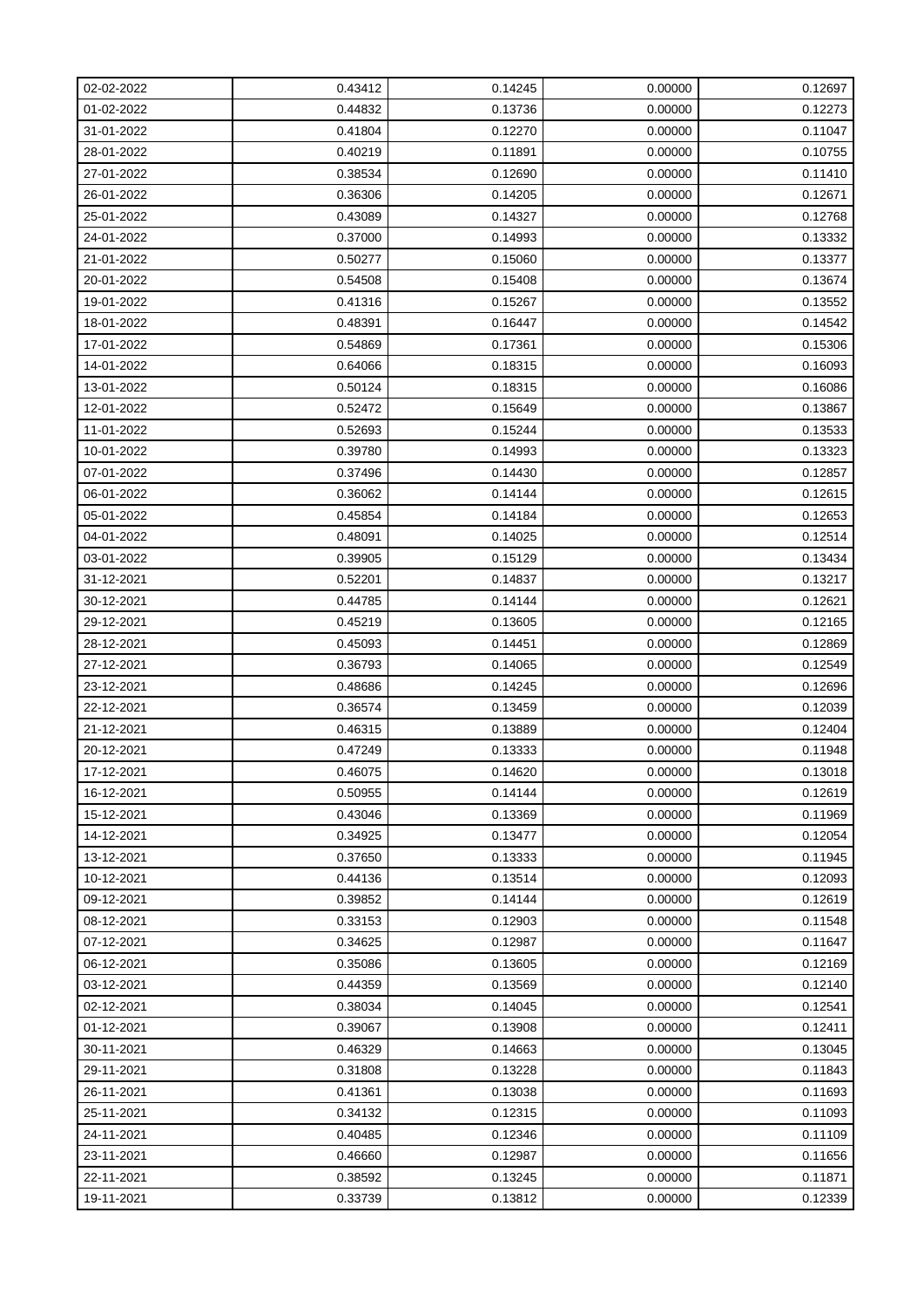| | | | | |
|---|---|---|---|---|
| 02-02-2022 | 0.43412 | 0.14245 | 0.00000 | 0.12697 |
| 01-02-2022 | 0.44832 | 0.13736 | 0.00000 | 0.12273 |
| 31-01-2022 | 0.41804 | 0.12270 | 0.00000 | 0.11047 |
| 28-01-2022 | 0.40219 | 0.11891 | 0.00000 | 0.10755 |
| 27-01-2022 | 0.38534 | 0.12690 | 0.00000 | 0.11410 |
| 26-01-2022 | 0.36306 | 0.14205 | 0.00000 | 0.12671 |
| 25-01-2022 | 0.43089 | 0.14327 | 0.00000 | 0.12768 |
| 24-01-2022 | 0.37000 | 0.14993 | 0.00000 | 0.13332 |
| 21-01-2022 | 0.50277 | 0.15060 | 0.00000 | 0.13377 |
| 20-01-2022 | 0.54508 | 0.15408 | 0.00000 | 0.13674 |
| 19-01-2022 | 0.41316 | 0.15267 | 0.00000 | 0.13552 |
| 18-01-2022 | 0.48391 | 0.16447 | 0.00000 | 0.14542 |
| 17-01-2022 | 0.54869 | 0.17361 | 0.00000 | 0.15306 |
| 14-01-2022 | 0.64066 | 0.18315 | 0.00000 | 0.16093 |
| 13-01-2022 | 0.50124 | 0.18315 | 0.00000 | 0.16086 |
| 12-01-2022 | 0.52472 | 0.15649 | 0.00000 | 0.13867 |
| 11-01-2022 | 0.52693 | 0.15244 | 0.00000 | 0.13533 |
| 10-01-2022 | 0.39780 | 0.14993 | 0.00000 | 0.13323 |
| 07-01-2022 | 0.37496 | 0.14430 | 0.00000 | 0.12857 |
| 06-01-2022 | 0.36062 | 0.14144 | 0.00000 | 0.12615 |
| 05-01-2022 | 0.45854 | 0.14184 | 0.00000 | 0.12653 |
| 04-01-2022 | 0.48091 | 0.14025 | 0.00000 | 0.12514 |
| 03-01-2022 | 0.39905 | 0.15129 | 0.00000 | 0.13434 |
| 31-12-2021 | 0.52201 | 0.14837 | 0.00000 | 0.13217 |
| 30-12-2021 | 0.44785 | 0.14144 | 0.00000 | 0.12621 |
| 29-12-2021 | 0.45219 | 0.13605 | 0.00000 | 0.12165 |
| 28-12-2021 | 0.45093 | 0.14451 | 0.00000 | 0.12869 |
| 27-12-2021 | 0.36793 | 0.14065 | 0.00000 | 0.12549 |
| 23-12-2021 | 0.48686 | 0.14245 | 0.00000 | 0.12696 |
| 22-12-2021 | 0.36574 | 0.13459 | 0.00000 | 0.12039 |
| 21-12-2021 | 0.46315 | 0.13889 | 0.00000 | 0.12404 |
| 20-12-2021 | 0.47249 | 0.13333 | 0.00000 | 0.11948 |
| 17-12-2021 | 0.46075 | 0.14620 | 0.00000 | 0.13018 |
| 16-12-2021 | 0.50955 | 0.14144 | 0.00000 | 0.12619 |
| 15-12-2021 | 0.43046 | 0.13369 | 0.00000 | 0.11969 |
| 14-12-2021 | 0.34925 | 0.13477 | 0.00000 | 0.12054 |
| 13-12-2021 | 0.37650 | 0.13333 | 0.00000 | 0.11945 |
| 10-12-2021 | 0.44136 | 0.13514 | 0.00000 | 0.12093 |
| 09-12-2021 | 0.39852 | 0.14144 | 0.00000 | 0.12619 |
| 08-12-2021 | 0.33153 | 0.12903 | 0.00000 | 0.11548 |
| 07-12-2021 | 0.34625 | 0.12987 | 0.00000 | 0.11647 |
| 06-12-2021 | 0.35086 | 0.13605 | 0.00000 | 0.12169 |
| 03-12-2021 | 0.44359 | 0.13569 | 0.00000 | 0.12140 |
| 02-12-2021 | 0.38034 | 0.14045 | 0.00000 | 0.12541 |
| 01-12-2021 | 0.39067 | 0.13908 | 0.00000 | 0.12411 |
| 30-11-2021 | 0.46329 | 0.14663 | 0.00000 | 0.13045 |
| 29-11-2021 | 0.31808 | 0.13228 | 0.00000 | 0.11843 |
| 26-11-2021 | 0.41361 | 0.13038 | 0.00000 | 0.11693 |
| 25-11-2021 | 0.34132 | 0.12315 | 0.00000 | 0.11093 |
| 24-11-2021 | 0.40485 | 0.12346 | 0.00000 | 0.11109 |
| 23-11-2021 | 0.46660 | 0.12987 | 0.00000 | 0.11656 |
| 22-11-2021 | 0.38592 | 0.13245 | 0.00000 | 0.11871 |
| 19-11-2021 | 0.33739 | 0.13812 | 0.00000 | 0.12339 |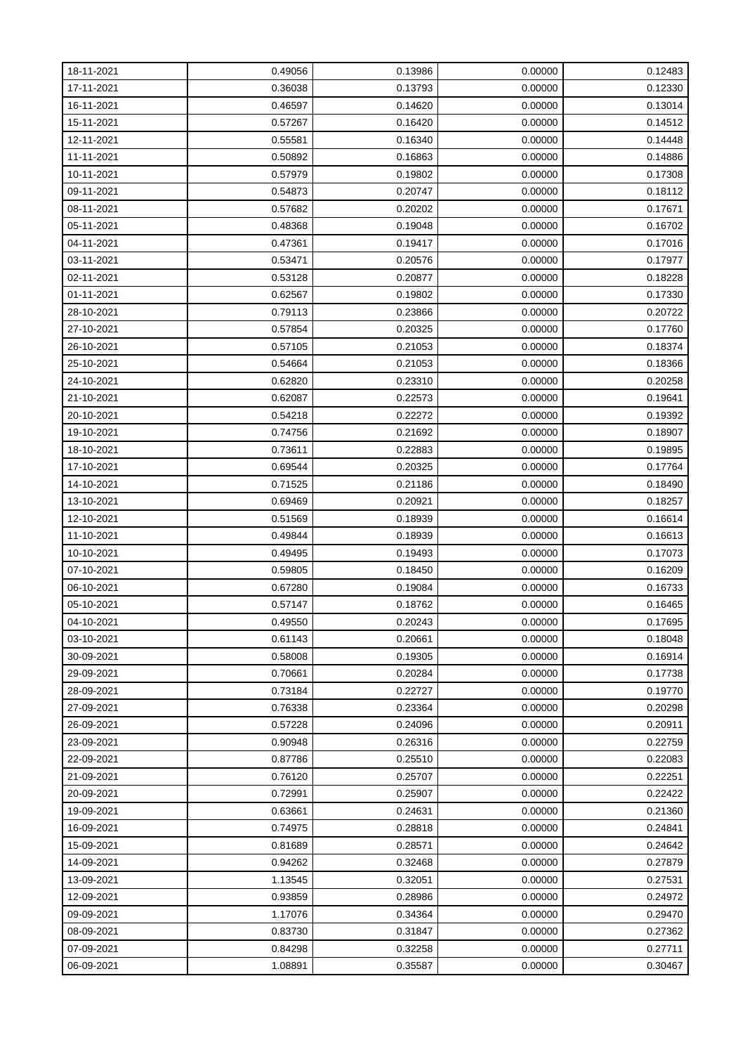| 18-11-2021 | 0.49056 | 0.13986 | 0.00000 | 0.12483 |
|---|---|---|---|---|
| 17-11-2021 | 0.36038 | 0.13793 | 0.00000 | 0.12330 |
| 16-11-2021 | 0.46597 | 0.14620 | 0.00000 | 0.13014 |
| 15-11-2021 | 0.57267 | 0.16420 | 0.00000 | 0.14512 |
| 12-11-2021 | 0.55581 | 0.16340 | 0.00000 | 0.14448 |
| 11-11-2021 | 0.50892 | 0.16863 | 0.00000 | 0.14886 |
| 10-11-2021 | 0.57979 | 0.19802 | 0.00000 | 0.17308 |
| 09-11-2021 | 0.54873 | 0.20747 | 0.00000 | 0.18112 |
| 08-11-2021 | 0.57682 | 0.20202 | 0.00000 | 0.17671 |
| 05-11-2021 | 0.48368 | 0.19048 | 0.00000 | 0.16702 |
| 04-11-2021 | 0.47361 | 0.19417 | 0.00000 | 0.17016 |
| 03-11-2021 | 0.53471 | 0.20576 | 0.00000 | 0.17977 |
| 02-11-2021 | 0.53128 | 0.20877 | 0.00000 | 0.18228 |
| 01-11-2021 | 0.62567 | 0.19802 | 0.00000 | 0.17330 |
| 28-10-2021 | 0.79113 | 0.23866 | 0.00000 | 0.20722 |
| 27-10-2021 | 0.57854 | 0.20325 | 0.00000 | 0.17760 |
| 26-10-2021 | 0.57105 | 0.21053 | 0.00000 | 0.18374 |
| 25-10-2021 | 0.54664 | 0.21053 | 0.00000 | 0.18366 |
| 24-10-2021 | 0.62820 | 0.23310 | 0.00000 | 0.20258 |
| 21-10-2021 | 0.62087 | 0.22573 | 0.00000 | 0.19641 |
| 20-10-2021 | 0.54218 | 0.22272 | 0.00000 | 0.19392 |
| 19-10-2021 | 0.74756 | 0.21692 | 0.00000 | 0.18907 |
| 18-10-2021 | 0.73611 | 0.22883 | 0.00000 | 0.19895 |
| 17-10-2021 | 0.69544 | 0.20325 | 0.00000 | 0.17764 |
| 14-10-2021 | 0.71525 | 0.21186 | 0.00000 | 0.18490 |
| 13-10-2021 | 0.69469 | 0.20921 | 0.00000 | 0.18257 |
| 12-10-2021 | 0.51569 | 0.18939 | 0.00000 | 0.16614 |
| 11-10-2021 | 0.49844 | 0.18939 | 0.00000 | 0.16613 |
| 10-10-2021 | 0.49495 | 0.19493 | 0.00000 | 0.17073 |
| 07-10-2021 | 0.59805 | 0.18450 | 0.00000 | 0.16209 |
| 06-10-2021 | 0.67280 | 0.19084 | 0.00000 | 0.16733 |
| 05-10-2021 | 0.57147 | 0.18762 | 0.00000 | 0.16465 |
| 04-10-2021 | 0.49550 | 0.20243 | 0.00000 | 0.17695 |
| 03-10-2021 | 0.61143 | 0.20661 | 0.00000 | 0.18048 |
| 30-09-2021 | 0.58008 | 0.19305 | 0.00000 | 0.16914 |
| 29-09-2021 | 0.70661 | 0.20284 | 0.00000 | 0.17738 |
| 28-09-2021 | 0.73184 | 0.22727 | 0.00000 | 0.19770 |
| 27-09-2021 | 0.76338 | 0.23364 | 0.00000 | 0.20298 |
| 26-09-2021 | 0.57228 | 0.24096 | 0.00000 | 0.20911 |
| 23-09-2021 | 0.90948 | 0.26316 | 0.00000 | 0.22759 |
| 22-09-2021 | 0.87786 | 0.25510 | 0.00000 | 0.22083 |
| 21-09-2021 | 0.76120 | 0.25707 | 0.00000 | 0.22251 |
| 20-09-2021 | 0.72991 | 0.25907 | 0.00000 | 0.22422 |
| 19-09-2021 | 0.63661 | 0.24631 | 0.00000 | 0.21360 |
| 16-09-2021 | 0.74975 | 0.28818 | 0.00000 | 0.24841 |
| 15-09-2021 | 0.81689 | 0.28571 | 0.00000 | 0.24642 |
| 14-09-2021 | 0.94262 | 0.32468 | 0.00000 | 0.27879 |
| 13-09-2021 | 1.13545 | 0.32051 | 0.00000 | 0.27531 |
| 12-09-2021 | 0.93859 | 0.28986 | 0.00000 | 0.24972 |
| 09-09-2021 | 1.17076 | 0.34364 | 0.00000 | 0.29470 |
| 08-09-2021 | 0.83730 | 0.31847 | 0.00000 | 0.27362 |
| 07-09-2021 | 0.84298 | 0.32258 | 0.00000 | 0.27711 |
| 06-09-2021 | 1.08891 | 0.35587 | 0.00000 | 0.30467 |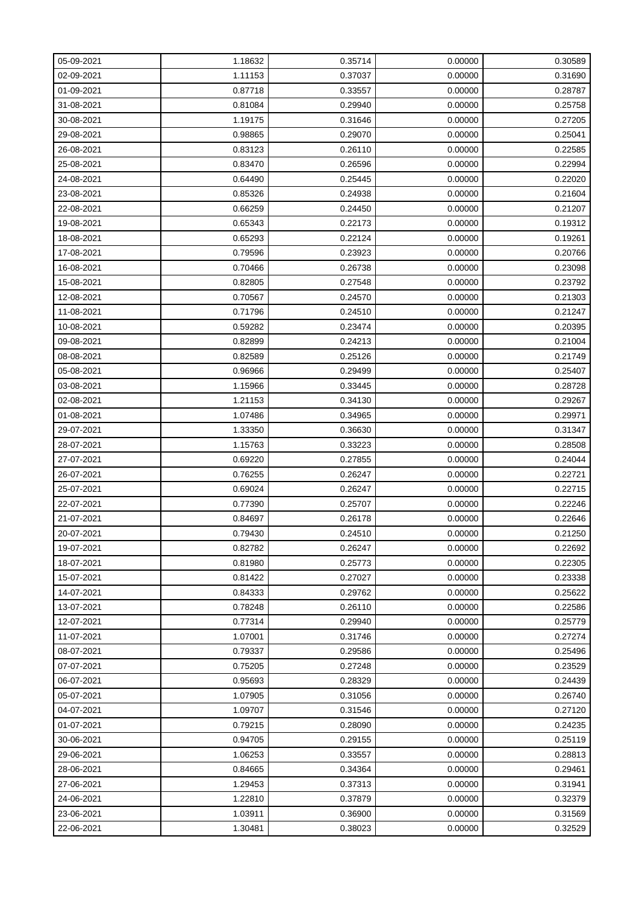| 05-09-2021 | 1.18632 | 0.35714 | 0.00000 | 0.30589 |
|---|---|---|---|---|
| 02-09-2021 | 1.11153 | 0.37037 | 0.00000 | 0.31690 |
| 01-09-2021 | 0.87718 | 0.33557 | 0.00000 | 0.28787 |
| 31-08-2021 | 0.81084 | 0.29940 | 0.00000 | 0.25758 |
| 30-08-2021 | 1.19175 | 0.31646 | 0.00000 | 0.27205 |
| 29-08-2021 | 0.98865 | 0.29070 | 0.00000 | 0.25041 |
| 26-08-2021 | 0.83123 | 0.26110 | 0.00000 | 0.22585 |
| 25-08-2021 | 0.83470 | 0.26596 | 0.00000 | 0.22994 |
| 24-08-2021 | 0.64490 | 0.25445 | 0.00000 | 0.22020 |
| 23-08-2021 | 0.85326 | 0.24938 | 0.00000 | 0.21604 |
| 22-08-2021 | 0.66259 | 0.24450 | 0.00000 | 0.21207 |
| 19-08-2021 | 0.65343 | 0.22173 | 0.00000 | 0.19312 |
| 18-08-2021 | 0.65293 | 0.22124 | 0.00000 | 0.19261 |
| 17-08-2021 | 0.79596 | 0.23923 | 0.00000 | 0.20766 |
| 16-08-2021 | 0.70466 | 0.26738 | 0.00000 | 0.23098 |
| 15-08-2021 | 0.82805 | 0.27548 | 0.00000 | 0.23792 |
| 12-08-2021 | 0.70567 | 0.24570 | 0.00000 | 0.21303 |
| 11-08-2021 | 0.71796 | 0.24510 | 0.00000 | 0.21247 |
| 10-08-2021 | 0.59282 | 0.23474 | 0.00000 | 0.20395 |
| 09-08-2021 | 0.82899 | 0.24213 | 0.00000 | 0.21004 |
| 08-08-2021 | 0.82589 | 0.25126 | 0.00000 | 0.21749 |
| 05-08-2021 | 0.96966 | 0.29499 | 0.00000 | 0.25407 |
| 03-08-2021 | 1.15966 | 0.33445 | 0.00000 | 0.28728 |
| 02-08-2021 | 1.21153 | 0.34130 | 0.00000 | 0.29267 |
| 01-08-2021 | 1.07486 | 0.34965 | 0.00000 | 0.29971 |
| 29-07-2021 | 1.33350 | 0.36630 | 0.00000 | 0.31347 |
| 28-07-2021 | 1.15763 | 0.33223 | 0.00000 | 0.28508 |
| 27-07-2021 | 0.69220 | 0.27855 | 0.00000 | 0.24044 |
| 26-07-2021 | 0.76255 | 0.26247 | 0.00000 | 0.22721 |
| 25-07-2021 | 0.69024 | 0.26247 | 0.00000 | 0.22715 |
| 22-07-2021 | 0.77390 | 0.25707 | 0.00000 | 0.22246 |
| 21-07-2021 | 0.84697 | 0.26178 | 0.00000 | 0.22646 |
| 20-07-2021 | 0.79430 | 0.24510 | 0.00000 | 0.21250 |
| 19-07-2021 | 0.82782 | 0.26247 | 0.00000 | 0.22692 |
| 18-07-2021 | 0.81980 | 0.25773 | 0.00000 | 0.22305 |
| 15-07-2021 | 0.81422 | 0.27027 | 0.00000 | 0.23338 |
| 14-07-2021 | 0.84333 | 0.29762 | 0.00000 | 0.25622 |
| 13-07-2021 | 0.78248 | 0.26110 | 0.00000 | 0.22586 |
| 12-07-2021 | 0.77314 | 0.29940 | 0.00000 | 0.25779 |
| 11-07-2021 | 1.07001 | 0.31746 | 0.00000 | 0.27274 |
| 08-07-2021 | 0.79337 | 0.29586 | 0.00000 | 0.25496 |
| 07-07-2021 | 0.75205 | 0.27248 | 0.00000 | 0.23529 |
| 06-07-2021 | 0.95693 | 0.28329 | 0.00000 | 0.24439 |
| 05-07-2021 | 1.07905 | 0.31056 | 0.00000 | 0.26740 |
| 04-07-2021 | 1.09707 | 0.31546 | 0.00000 | 0.27120 |
| 01-07-2021 | 0.79215 | 0.28090 | 0.00000 | 0.24235 |
| 30-06-2021 | 0.94705 | 0.29155 | 0.00000 | 0.25119 |
| 29-06-2021 | 1.06253 | 0.33557 | 0.00000 | 0.28813 |
| 28-06-2021 | 0.84665 | 0.34364 | 0.00000 | 0.29461 |
| 27-06-2021 | 1.29453 | 0.37313 | 0.00000 | 0.31941 |
| 24-06-2021 | 1.22810 | 0.37879 | 0.00000 | 0.32379 |
| 23-06-2021 | 1.03911 | 0.36900 | 0.00000 | 0.31569 |
| 22-06-2021 | 1.30481 | 0.38023 | 0.00000 | 0.32529 |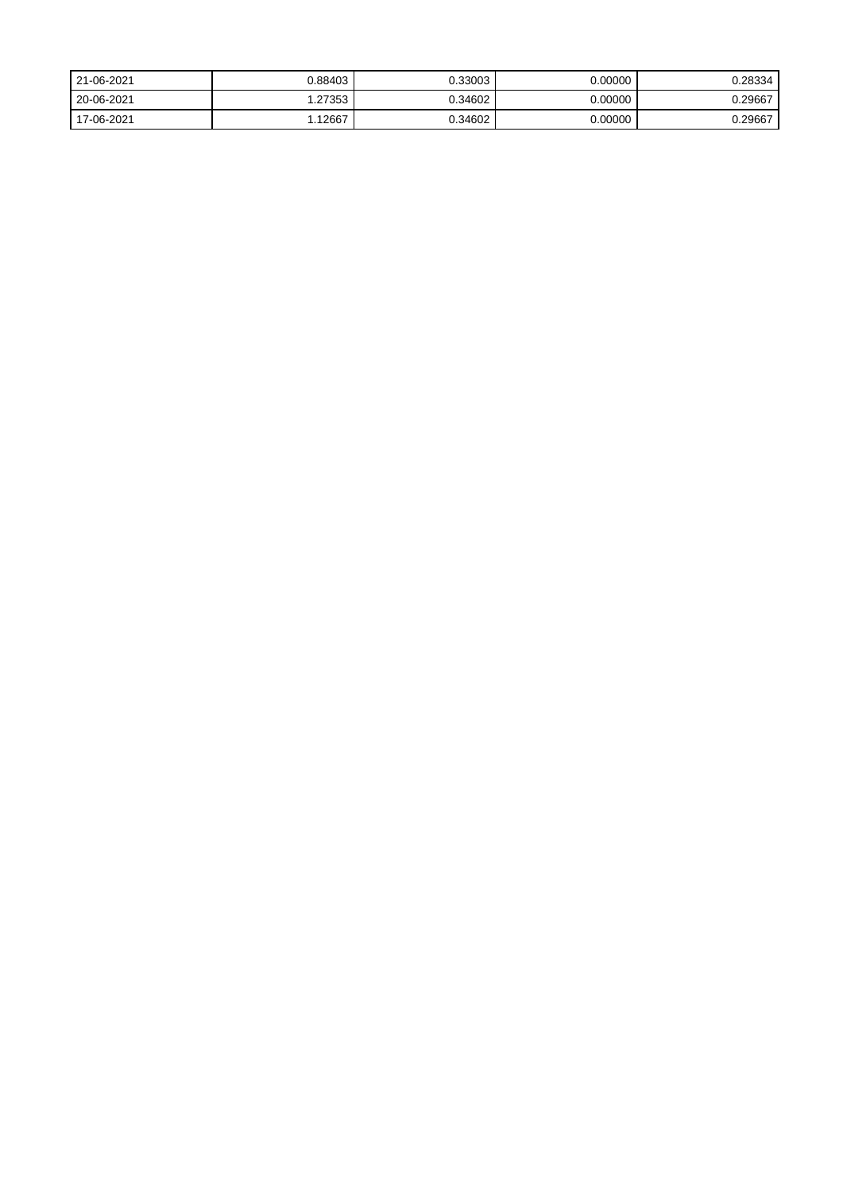| | | | | |
|---|---|---|---|---|
| 21-06-2021 | 0.88403 | 0.33003 | 0.00000 | 0.28334 |
| 20-06-2021 | 1.27353 | 0.34602 | 0.00000 | 0.29667 |
| 17-06-2021 | 1.12667 | 0.34602 | 0.00000 | 0.29667 |